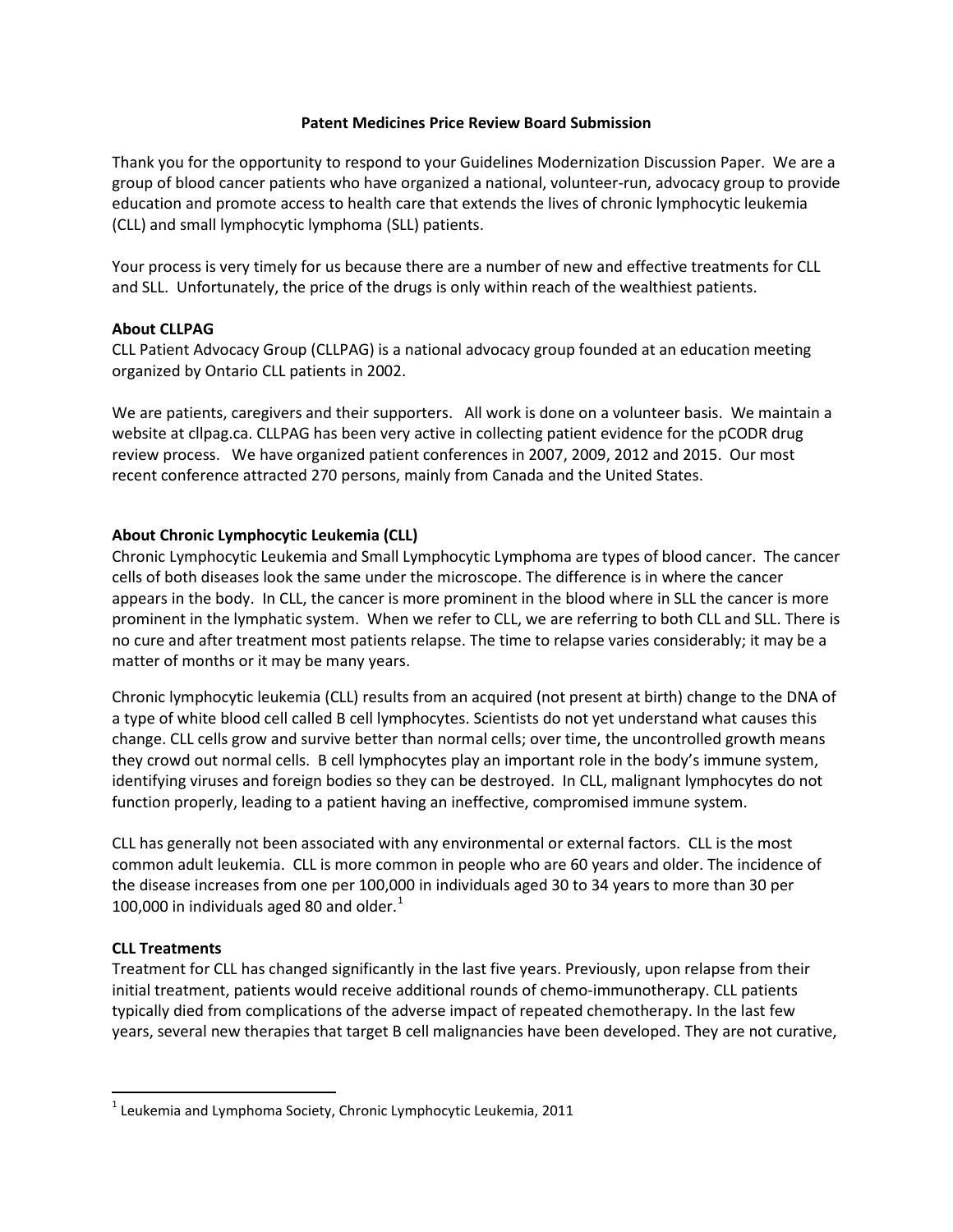# Patent Medicines Price Review Board Submission

Thank you for the opportunity to respond to your Guidelines Modernization Discussion Paper. We are a group of blood cancer patients who have organized a national, volunteer-run, advocacy group to provide education and promote access to health care that extends the lives of chronic lymphocytic leukemia (CLL) and small lymphocytic lymphoma (SLL) patients.

Your process is very timely for us because there are a number of new and effective treatments for CLL and SLL. Unfortunately, the price of the drugs is only within reach of the wealthiest patients.

## About CLLPAG

CLL Patient Advocacy Group (CLLPAG) is a national advocacy group founded at an education meeting organized by Ontario CLL patients in 2002.

We are patients, caregivers and their supporters. All work is done on a volunteer basis. We maintain a website at cllpag.ca. CLLPAG has been very active in collecting patient evidence for the pCODR drug review process. We have organized patient conferences in 2007, 2009, 2012 and 2015. Our most recent conference attracted 270 persons, mainly from Canada and the United States.

## About Chronic Lymphocytic Leukemia (CLL)

Chronic Lymphocytic Leukemia and Small Lymphocytic Lymphoma are types of blood cancer. The cancer cells of both diseases look the same under the microscope. The difference is in where the cancer appears in the body. In CLL, the cancer is more prominent in the blood where in SLL the cancer is more prominent in the lymphatic system. When we refer to CLL, we are referring to both CLL and SLL. There is no cure and after treatment most patients relapse. The time to relapse varies considerably; it may be a matter of months or it may be many years.

Chronic lymphocytic leukemia (CLL) results from an acquired (not present at birth) change to the DNA of a type of white blood cell called B cell lymphocytes. Scientists do not yet understand what causes this change. CLL cells grow and survive better than normal cells; over time, the uncontrolled growth means they crowd out normal cells. B cell lymphocytes play an important role in the body's immune system, identifying viruses and foreign bodies so they can be destroyed. In CLL, malignant lymphocytes do not function properly, leading to a patient having an ineffective, compromised immune system.

CLL has generally not been associated with any environmental or external factors. CLL is the most common adult leukemia. CLL is more common in people who are 60 years and older. The incidence of the disease increases from one per 100,000 in individuals aged 30 to 34 years to more than 30 per 100,000 in individuals aged 80 and older.[1]

## CLL Treatments

Treatment for CLL has changed significantly in the last five years. Previously, upon relapse from their initial treatment, patients would receive additional rounds of chemo-immunotherapy. CLL patients typically died from complications of the adverse impact of repeated chemotherapy. In the last few years, several new therapies that target B cell malignancies have been developed. They are not curative,

[1] Leukemia and Lymphoma Society, Chronic Lymphocytic Leukemia, 2011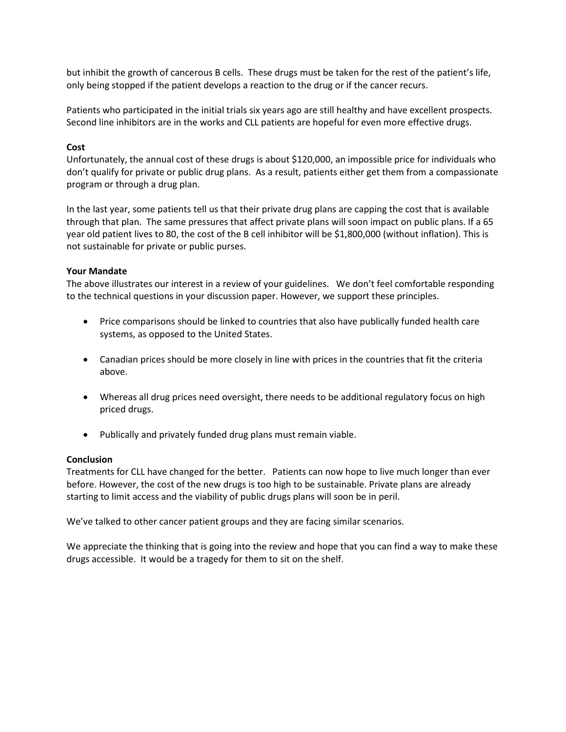but inhibit the growth of cancerous B cells. These drugs must be taken for the rest of the patient's life, only being stopped if the patient develops a reaction to the drug or if the cancer recurs.

Patients who participated in the initial trials six years ago are still healthy and have excellent prospects. Second line inhibitors are in the works and CLL patients are hopeful for even more effective drugs.

**Cost**

Unfortunately, the annual cost of these drugs is about $120,000, an impossible price for individuals who don't qualify for private or public drug plans. As a result, patients either get them from a compassionate program or through a drug plan.

In the last year, some patients tell us that their private drug plans are capping the cost that is available through that plan. The same pressures that affect private plans will soon impact on public plans. If a 65 year old patient lives to 80, the cost of the B cell inhibitor will be $1,800,000 (without inflation). This is not sustainable for private or public purses.

**Your Mandate**

The above illustrates our interest in a review of your guidelines. We don't feel comfortable responding to the technical questions in your discussion paper. However, we support these principles.

- Price comparisons should be linked to countries that also have publically funded health care systems, as opposed to the United States.
- Canadian prices should be more closely in line with prices in the countries that fit the criteria above.
- Whereas all drug prices need oversight, there needs to be additional regulatory focus on high priced drugs.
- Publically and privately funded drug plans must remain viable.

**Conclusion**

Treatments for CLL have changed for the better. Patients can now hope to live much longer than ever before. However, the cost of the new drugs is too high to be sustainable. Private plans are already starting to limit access and the viability of public drugs plans will soon be in peril.

We've talked to other cancer patient groups and they are facing similar scenarios.

We appreciate the thinking that is going into the review and hope that you can find a way to make these drugs accessible. It would be a tragedy for them to sit on the shelf.